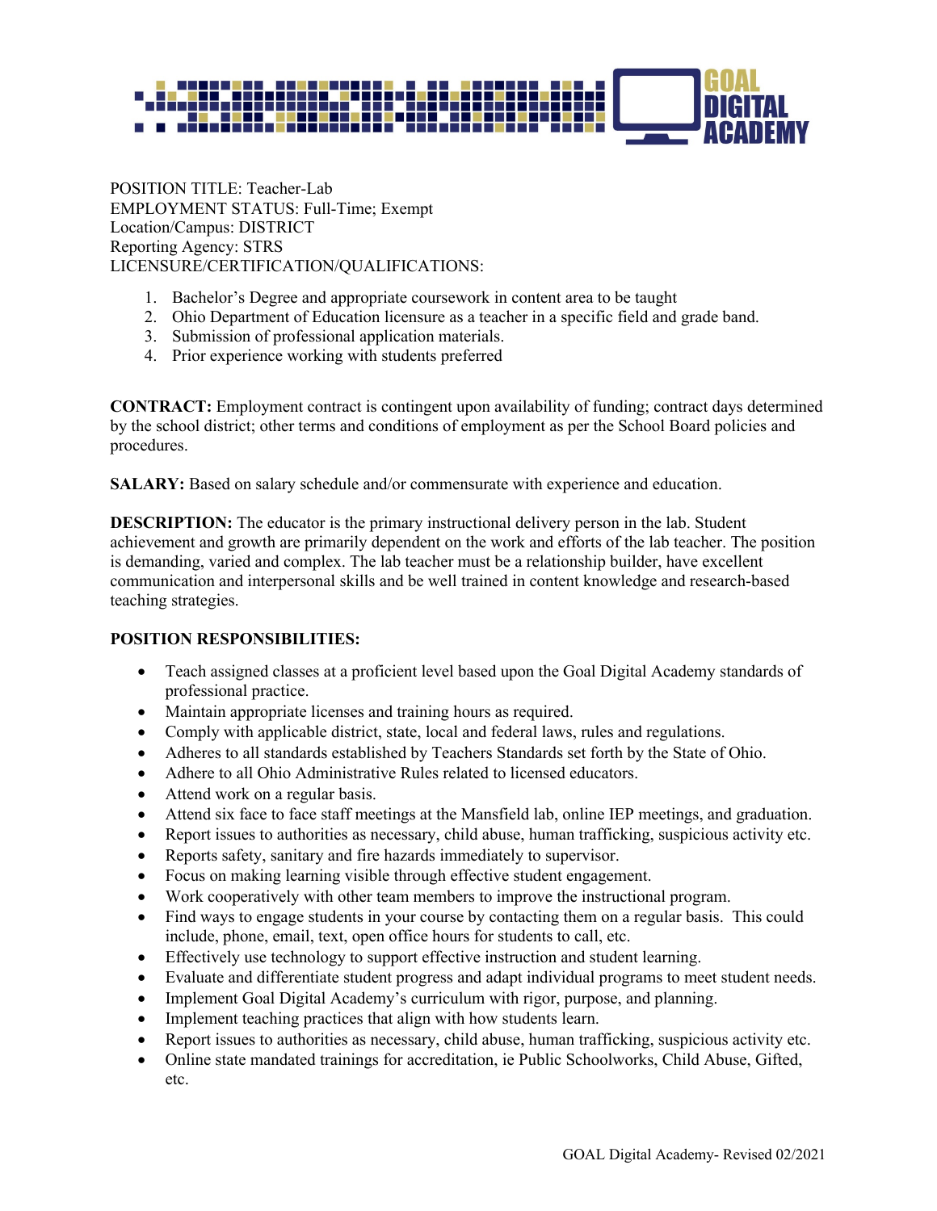POSITION TITLE: Teacher-Lab
EMPLOYMENT STATUS: Full-Time; Exempt
Location/Campus: DISTRICT
Reporting Agency: STRS
LICENSURE/CERTIFICATION/QUALIFICATIONS:

1. Bachelor's Degree and appropriate coursework in content area to be taught
2. Ohio Department of Education licensure as a teacher in a specific field and grade band.
3. Submission of professional application materials.
4. Prior experience working with students preferred

**CONTRACT:** Employment contract is contingent upon availability of funding; contract days determined by the school district; other terms and conditions of employment as per the School Board policies and procedures.

**SALARY:** Based on salary schedule and/or commensurate with experience and education.

**DESCRIPTION:** The educator is the primary instructional delivery person in the lab. Student achievement and growth are primarily dependent on the work and efforts of the lab teacher. The position is demanding, varied and complex. The lab teacher must be a relationship builder, have excellent communication and interpersonal skills and be well trained in content knowledge and research-based teaching strategies.

**POSITION RESPONSIBILITIES:**

- Teach assigned classes at a proficient level based upon the Goal Digital Academy standards of professional practice.
- Maintain appropriate licenses and training hours as required.
- Comply with applicable district, state, local and federal laws, rules and regulations.
- Adheres to all standards established by Teachers Standards set forth by the State of Ohio.
- Adhere to all Ohio Administrative Rules related to licensed educators.
- Attend work on a regular basis.
- Attend six face to face staff meetings at the Mansfield lab, online IEP meetings, and graduation.
- Report issues to authorities as necessary, child abuse, human trafficking, suspicious activity etc.
- Reports safety, sanitary and fire hazards immediately to supervisor.
- Focus on making learning visible through effective student engagement.
- Work cooperatively with other team members to improve the instructional program.
- Find ways to engage students in your course by contacting them on a regular basis. This could include, phone, email, text, open office hours for students to call, etc.
- Effectively use technology to support effective instruction and student learning.
- Evaluate and differentiate student progress and adapt individual programs to meet student needs.
- Implement Goal Digital Academy's curriculum with rigor, purpose, and planning.
- Implement teaching practices that align with how students learn.
- Report issues to authorities as necessary, child abuse, human trafficking, suspicious activity etc.
- Online state mandated trainings for accreditation, ie Public Schoolworks, Child Abuse, Gifted, etc.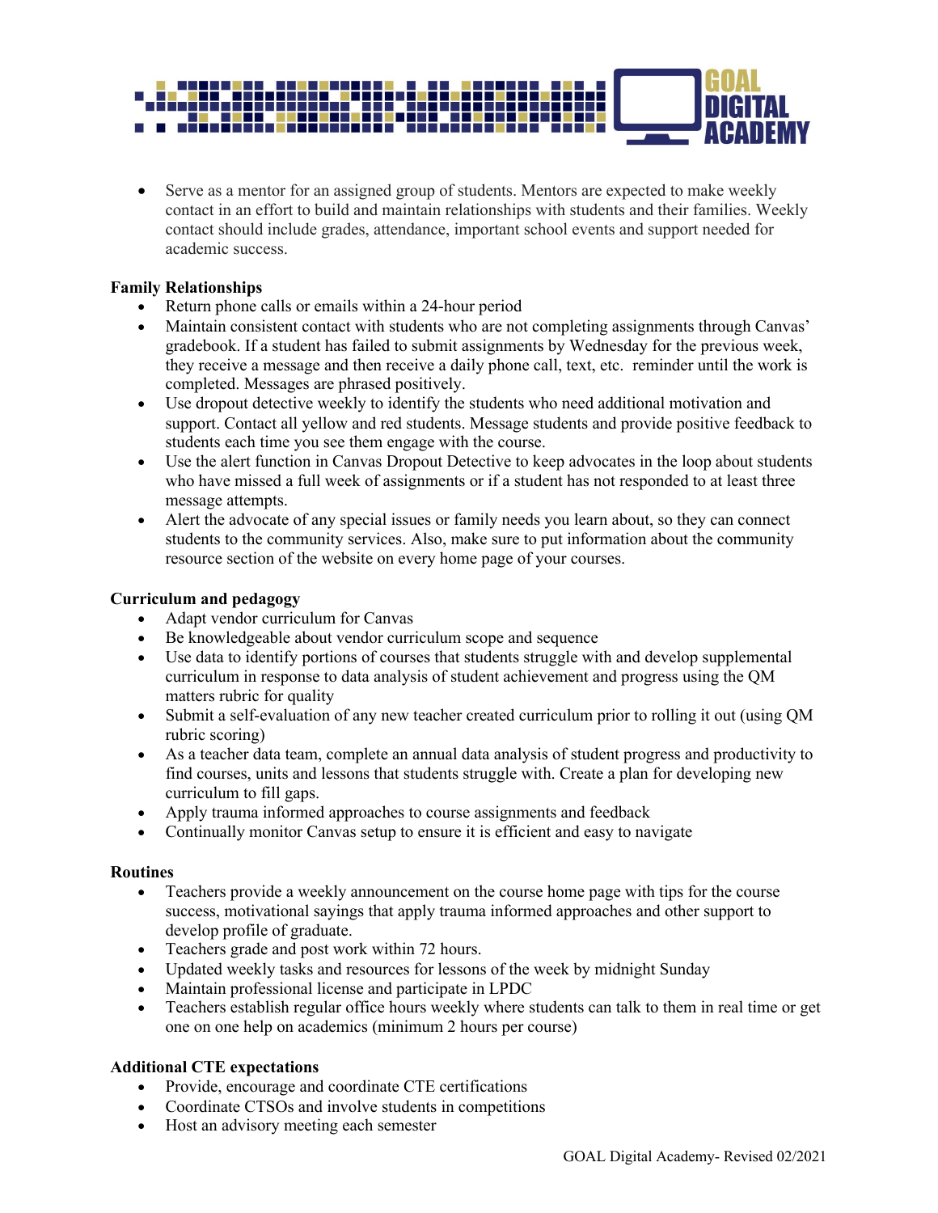- Serve as a mentor for an assigned group of students. Mentors are expected to make weekly contact in an effort to build and maintain relationships with students and their families. Weekly contact should include grades, attendance, important school events and support needed for academic success.

**Family Relationships**

- Return phone calls or emails within a 24-hour period
- Maintain consistent contact with students who are not completing assignments through Canvas' gradebook. If a student has failed to submit assignments by Wednesday for the previous week, they receive a message and then receive a daily phone call, text, etc. reminder until the work is completed. Messages are phrased positively.
- Use dropout detective weekly to identify the students who need additional motivation and support. Contact all yellow and red students. Message students and provide positive feedback to students each time you see them engage with the course.
- Use the alert function in Canvas Dropout Detective to keep advocates in the loop about students who have missed a full week of assignments or if a student has not responded to at least three message attempts.
- Alert the advocate of any special issues or family needs you learn about, so they can connect students to the community services. Also, make sure to put information about the community resource section of the website on every home page of your courses.

**Curriculum and pedagogy**

- Adapt vendor curriculum for Canvas
- Be knowledgeable about vendor curriculum scope and sequence
- Use data to identify portions of courses that students struggle with and develop supplemental curriculum in response to data analysis of student achievement and progress using the QM matters rubric for quality
- Submit a self-evaluation of any new teacher created curriculum prior to rolling it out (using QM rubric scoring)
- As a teacher data team, complete an annual data analysis of student progress and productivity to find courses, units and lessons that students struggle with. Create a plan for developing new curriculum to fill gaps.
- Apply trauma informed approaches to course assignments and feedback
- Continually monitor Canvas setup to ensure it is efficient and easy to navigate

**Routines**

- Teachers provide a weekly announcement on the course home page with tips for the course success, motivational sayings that apply trauma informed approaches and other support to develop profile of graduate.
- Teachers grade and post work within 72 hours.
- Updated weekly tasks and resources for lessons of the week by midnight Sunday
- Maintain professional license and participate in LPDC
- Teachers establish regular office hours weekly where students can talk to them in real time or get one on one help on academics (minimum 2 hours per course)

**Additional CTE expectations**

- Provide, encourage and coordinate CTE certifications
- Coordinate CTSOs and involve students in competitions
- Host an advisory meeting each semester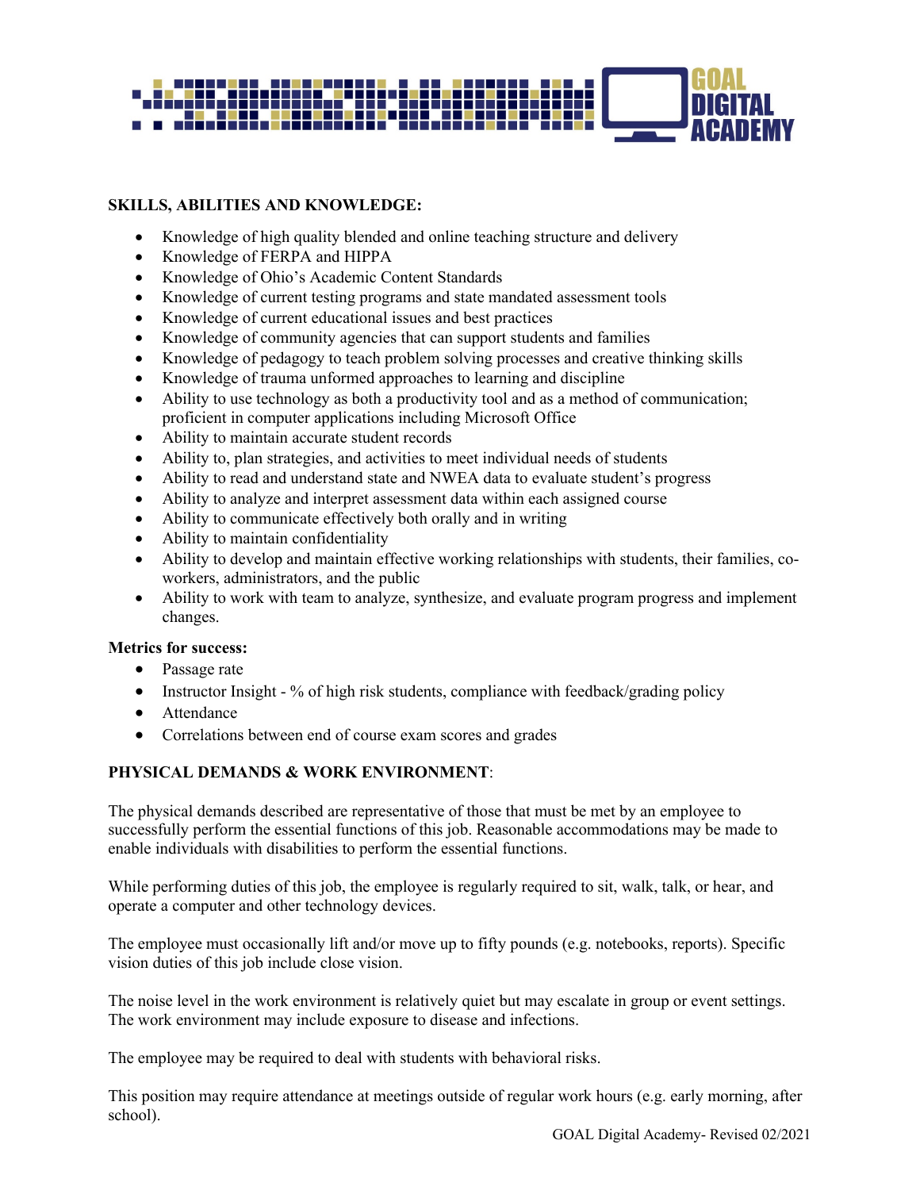**SKILLS, ABILITIES AND KNOWLEDGE:**

- Knowledge of high quality blended and online teaching structure and delivery
- Knowledge of FERPA and HIPPA
- Knowledge of Ohio's Academic Content Standards
- Knowledge of current testing programs and state mandated assessment tools
- Knowledge of current educational issues and best practices
- Knowledge of community agencies that can support students and families
- Knowledge of pedagogy to teach problem solving processes and creative thinking skills
- Knowledge of trauma unformed approaches to learning and discipline
- Ability to use technology as both a productivity tool and as a method of communication; proficient in computer applications including Microsoft Office
- Ability to maintain accurate student records
- Ability to, plan strategies, and activities to meet individual needs of students
- Ability to read and understand state and NWEA data to evaluate student's progress
- Ability to analyze and interpret assessment data within each assigned course
- Ability to communicate effectively both orally and in writing
- Ability to maintain confidentiality
- Ability to develop and maintain effective working relationships with students, their families, co-workers, administrators, and the public
- Ability to work with team to analyze, synthesize, and evaluate program progress and implement changes.

**Metrics for success:**

- Passage rate
- Instructor Insight - % of high risk students, compliance with feedback/grading policy
- Attendance
- Correlations between end of course exam scores and grades

**PHYSICAL DEMANDS & WORK ENVIRONMENT**:

The physical demands described are representative of those that must be met by an employee to successfully perform the essential functions of this job. Reasonable accommodations may be made to enable individuals with disabilities to perform the essential functions.

While performing duties of this job, the employee is regularly required to sit, walk, talk, or hear, and operate a computer and other technology devices.

The employee must occasionally lift and/or move up to fifty pounds (e.g. notebooks, reports). Specific vision duties of this job include close vision.

The noise level in the work environment is relatively quiet but may escalate in group or event settings. The work environment may include exposure to disease and infections.

The employee may be required to deal with students with behavioral risks.

This position may require attendance at meetings outside of regular work hours (e.g. early morning, after school).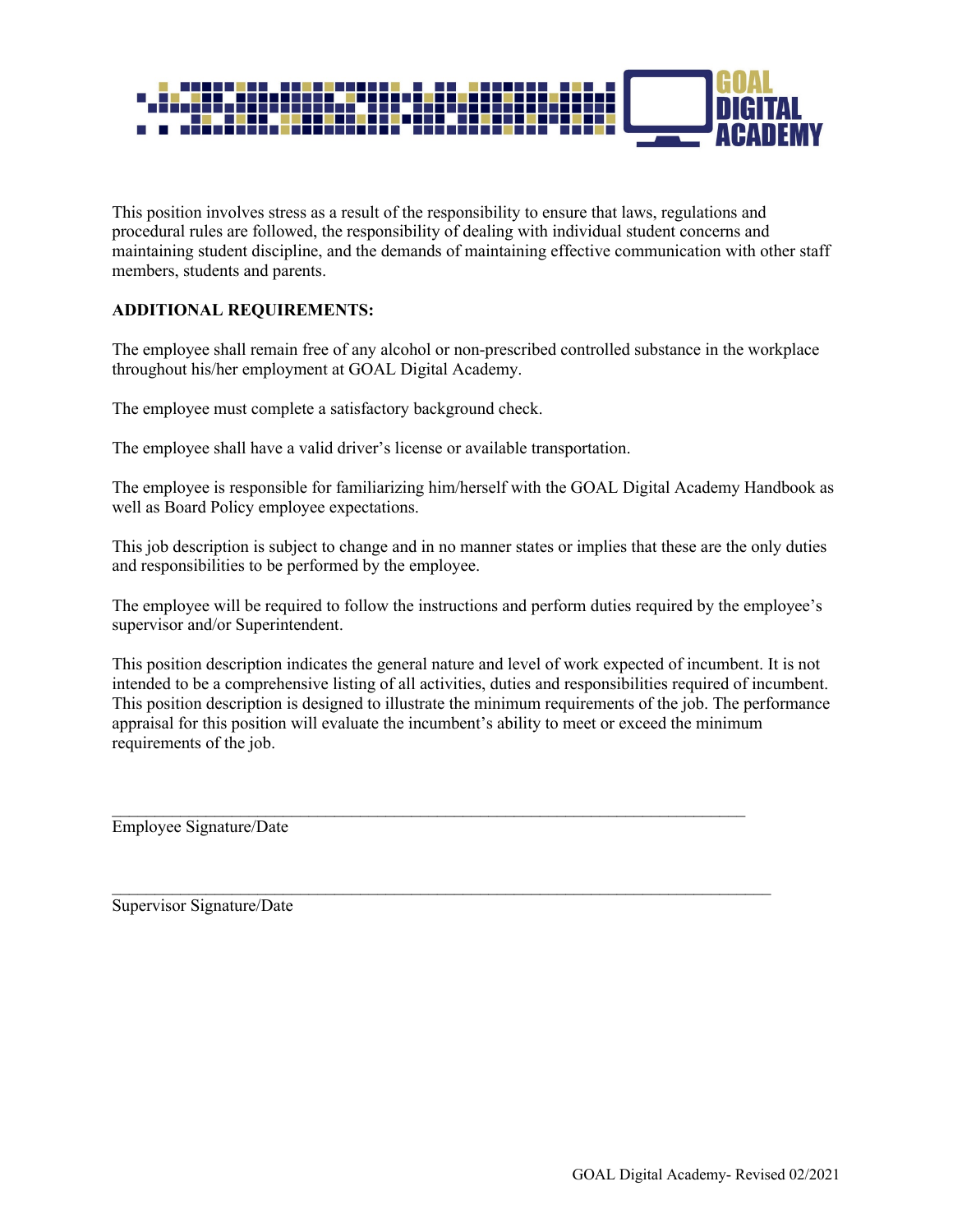This position involves stress as a result of the responsibility to ensure that laws, regulations and procedural rules are followed, the responsibility of dealing with individual student concerns and maintaining student discipline, and the demands of maintaining effective communication with other staff members, students and parents.

**ADDITIONAL REQUIREMENTS:**

The employee shall remain free of any alcohol or non-prescribed controlled substance in the workplace throughout his/her employment at GOAL Digital Academy.

The employee must complete a satisfactory background check.

The employee shall have a valid driver's license or available transportation.

The employee is responsible for familiarizing him/herself with the GOAL Digital Academy Handbook as well as Board Policy employee expectations.

This job description is subject to change and in no manner states or implies that these are the only duties and responsibilities to be performed by the employee.

The employee will be required to follow the instructions and perform duties required by the employee's supervisor and/or Superintendent.

This position description indicates the general nature and level of work expected of incumbent. It is not intended to be a comprehensive listing of all activities, duties and responsibilities required of incumbent. This position description is designed to illustrate the minimum requirements of the job. The performance appraisal for this position will evaluate the incumbent's ability to meet or exceed the minimum requirements of the job.

\_\_\_\_\_\_\_\_\_\_\_\_\_\_\_\_\_\_\_\_\_\_\_\_\_\_\_\_\_\_\_\_\_\_\_\_\_\_\_\_\_\_\_\_\_\_\_\_\_\_\_\_\_\_\_\_\_\_\_\_\_\_\_\_\_\_\_\_\_\_\_\_\_\_\_\_

Employee Signature/Date

\_\_\_\_\_\_\_\_\_\_\_\_\_\_\_\_\_\_\_\_\_\_\_\_\_\_\_\_\_\_\_\_\_\_\_\_\_\_\_\_\_\_\_\_\_\_\_\_\_\_\_\_\_\_\_\_\_\_\_\_\_\_\_\_\_\_\_\_\_\_\_\_\_\_\_\_

Supervisor Signature/Date